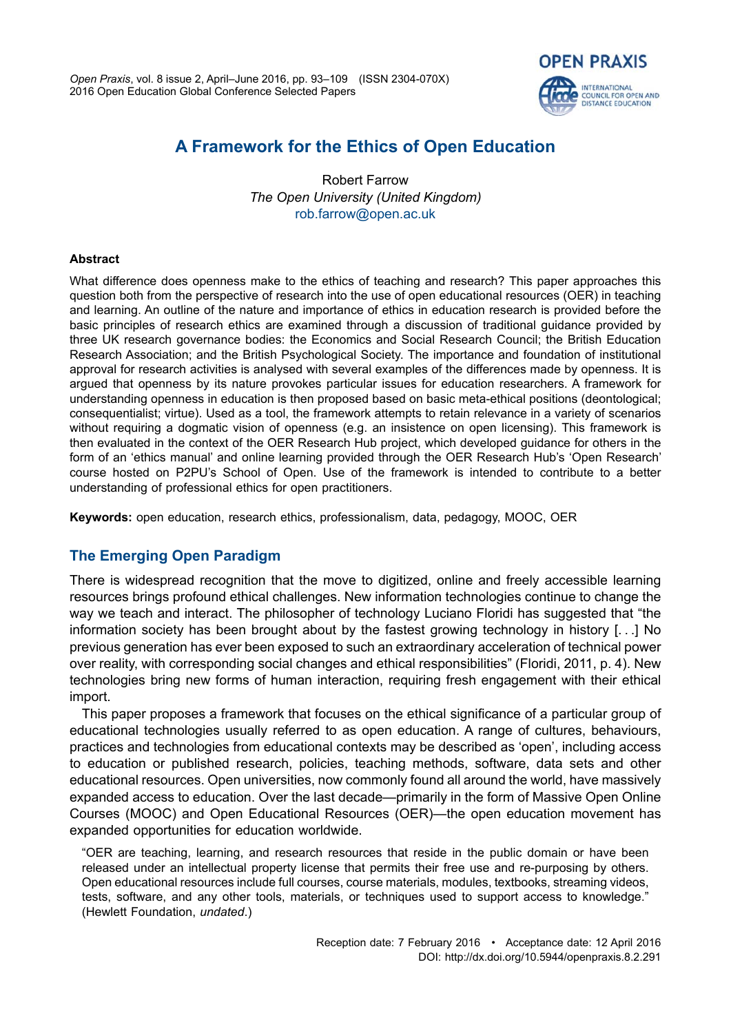# A Framework for the Ethics of Open Education

Robert Farrow
*The Open University (United Kingdom)*
rob.farrow@open.ac.uk

## Abstract

What difference does openness make to the ethics of teaching and research? This paper approaches this question both from the perspective of research into the use of open educational resources (OER) in teaching and learning. An outline of the nature and importance of ethics in education research is provided before the basic principles of research ethics are examined through a discussion of traditional guidance provided by three UK research governance bodies: the Economics and Social Research Council; the British Education Research Association; and the British Psychological Society. The importance and foundation of institutional approval for research activities is analysed with several examples of the differences made by openness. It is argued that openness by its nature provokes particular issues for education researchers. A framework for understanding openness in education is then proposed based on basic meta-ethical positions (deontological; consequentialist; virtue). Used as a tool, the framework attempts to retain relevance in a variety of scenarios without requiring a dogmatic vision of openness (e.g. an insistence on open licensing). This framework is then evaluated in the context of the OER Research Hub project, which developed guidance for others in the form of an 'ethics manual' and online learning provided through the OER Research Hub's 'Open Research' course hosted on P2PU's School of Open. Use of the framework is intended to contribute to a better understanding of professional ethics for open practitioners.

**Keywords:** open education, research ethics, professionalism, data, pedagogy, MOOC, OER

## The Emerging Open Paradigm

There is widespread recognition that the move to digitized, online and freely accessible learning resources brings profound ethical challenges. New information technologies continue to change the way we teach and interact. The philosopher of technology Luciano Floridi has suggested that "the information society has been brought about by the fastest growing technology in history [. . .] No previous generation has ever been exposed to such an extraordinary acceleration of technical power over reality, with corresponding social changes and ethical responsibilities" (Floridi, 2011, p. 4). New technologies bring new forms of human interaction, requiring fresh engagement with their ethical import.

This paper proposes a framework that focuses on the ethical significance of a particular group of educational technologies usually referred to as open education. A range of cultures, behaviours, practices and technologies from educational contexts may be described as 'open', including access to education or published research, policies, teaching methods, software, data sets and other educational resources. Open universities, now commonly found all around the world, have massively expanded access to education. Over the last decade—primarily in the form of Massive Open Online Courses (MOOC) and Open Educational Resources (OER)—the open education movement has expanded opportunities for education worldwide.

> "OER are teaching, learning, and research resources that reside in the public domain or have been released under an intellectual property license that permits their free use and re-purposing by others. Open educational resources include full courses, course materials, modules, textbooks, streaming videos, tests, software, and any other tools, materials, or techniques used to support access to knowledge." (Hewlett Foundation, *undated*.)

Reception date: 7 February 2016 • Acceptance date: 12 April 2016
DOI: http://dx.doi.org/10.5944/openpraxis.8.2.291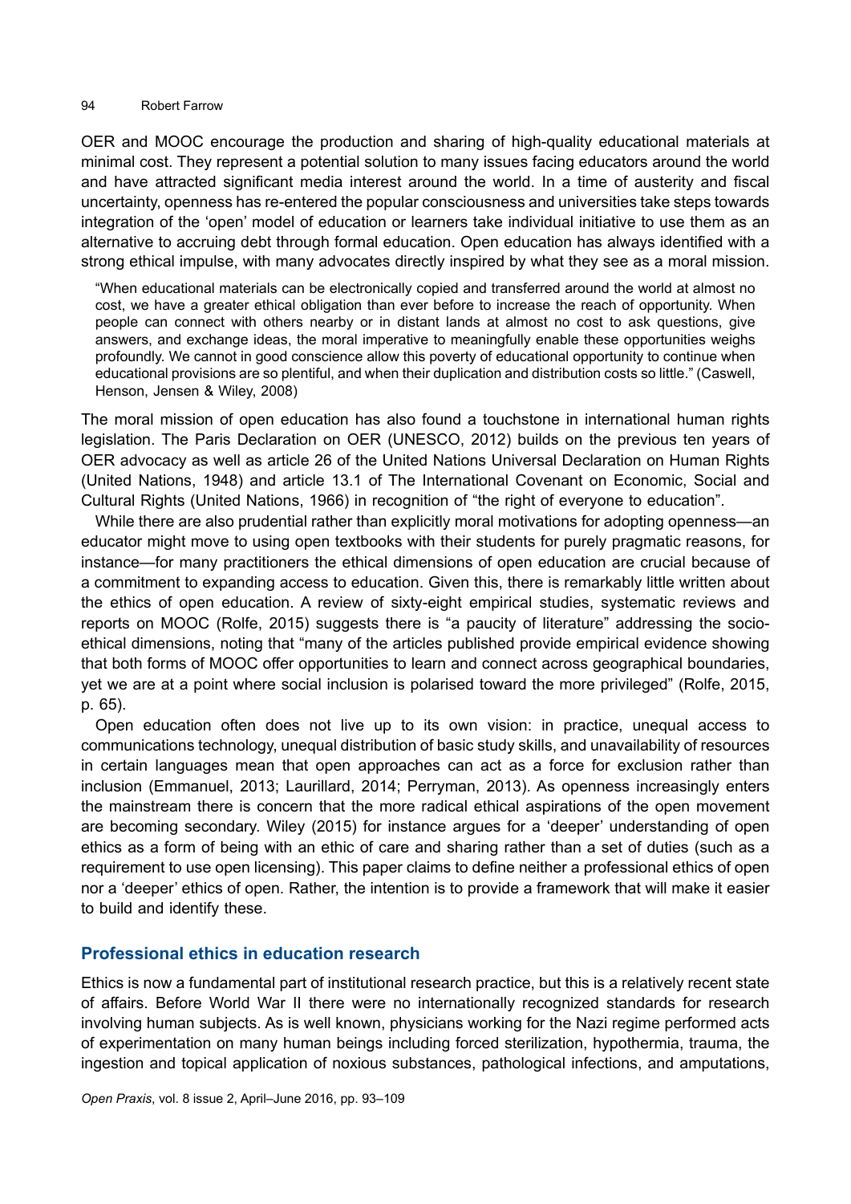OER and MOOC encourage the production and sharing of high-quality educational materials at minimal cost. They represent a potential solution to many issues facing educators around the world and have attracted significant media interest around the world. In a time of austerity and fiscal uncertainty, openness has re-entered the popular consciousness and universities take steps towards integration of the 'open' model of education or learners take individual initiative to use them as an alternative to accruing debt through formal education. Open education has always identified with a strong ethical impulse, with many advocates directly inspired by what they see as a moral mission.

> "When educational materials can be electronically copied and transferred around the world at almost no cost, we have a greater ethical obligation than ever before to increase the reach of opportunity. When people can connect with others nearby or in distant lands at almost no cost to ask questions, give answers, and exchange ideas, the moral imperative to meaningfully enable these opportunities weighs profoundly. We cannot in good conscience allow this poverty of educational opportunity to continue when educational provisions are so plentiful, and when their duplication and distribution costs so little." (Caswell, Henson, Jensen & Wiley, 2008)

The moral mission of open education has also found a touchstone in international human rights legislation. The Paris Declaration on OER (UNESCO, 2012) builds on the previous ten years of OER advocacy as well as article 26 of the United Nations Universal Declaration on Human Rights (United Nations, 1948) and article 13.1 of The International Covenant on Economic, Social and Cultural Rights (United Nations, 1966) in recognition of "the right of everyone to education".

While there are also prudential rather than explicitly moral motivations for adopting openness—an educator might move to using open textbooks with their students for purely pragmatic reasons, for instance—for many practitioners the ethical dimensions of open education are crucial because of a commitment to expanding access to education. Given this, there is remarkably little written about the ethics of open education. A review of sixty-eight empirical studies, systematic reviews and reports on MOOC (Rolfe, 2015) suggests there is "a paucity of literature" addressing the socio-ethical dimensions, noting that "many of the articles published provide empirical evidence showing that both forms of MOOC offer opportunities to learn and connect across geographical boundaries, yet we are at a point where social inclusion is polarised toward the more privileged" (Rolfe, 2015, p. 65).

Open education often does not live up to its own vision: in practice, unequal access to communications technology, unequal distribution of basic study skills, and unavailability of resources in certain languages mean that open approaches can act as a force for exclusion rather than inclusion (Emmanuel, 2013; Laurillard, 2014; Perryman, 2013). As openness increasingly enters the mainstream there is concern that the more radical ethical aspirations of the open movement are becoming secondary. Wiley (2015) for instance argues for a 'deeper' understanding of open ethics as a form of being with an ethic of care and sharing rather than a set of duties (such as a requirement to use open licensing). This paper claims to define neither a professional ethics of open nor a 'deeper' ethics of open. Rather, the intention is to provide a framework that will make it easier to build and identify these.

## Professional ethics in education research

Ethics is now a fundamental part of institutional research practice, but this is a relatively recent state of affairs. Before World War II there were no internationally recognized standards for research involving human subjects. As is well known, physicians working for the Nazi regime performed acts of experimentation on many human beings including forced sterilization, hypothermia, trauma, the ingestion and topical application of noxious substances, pathological infections, and amputations,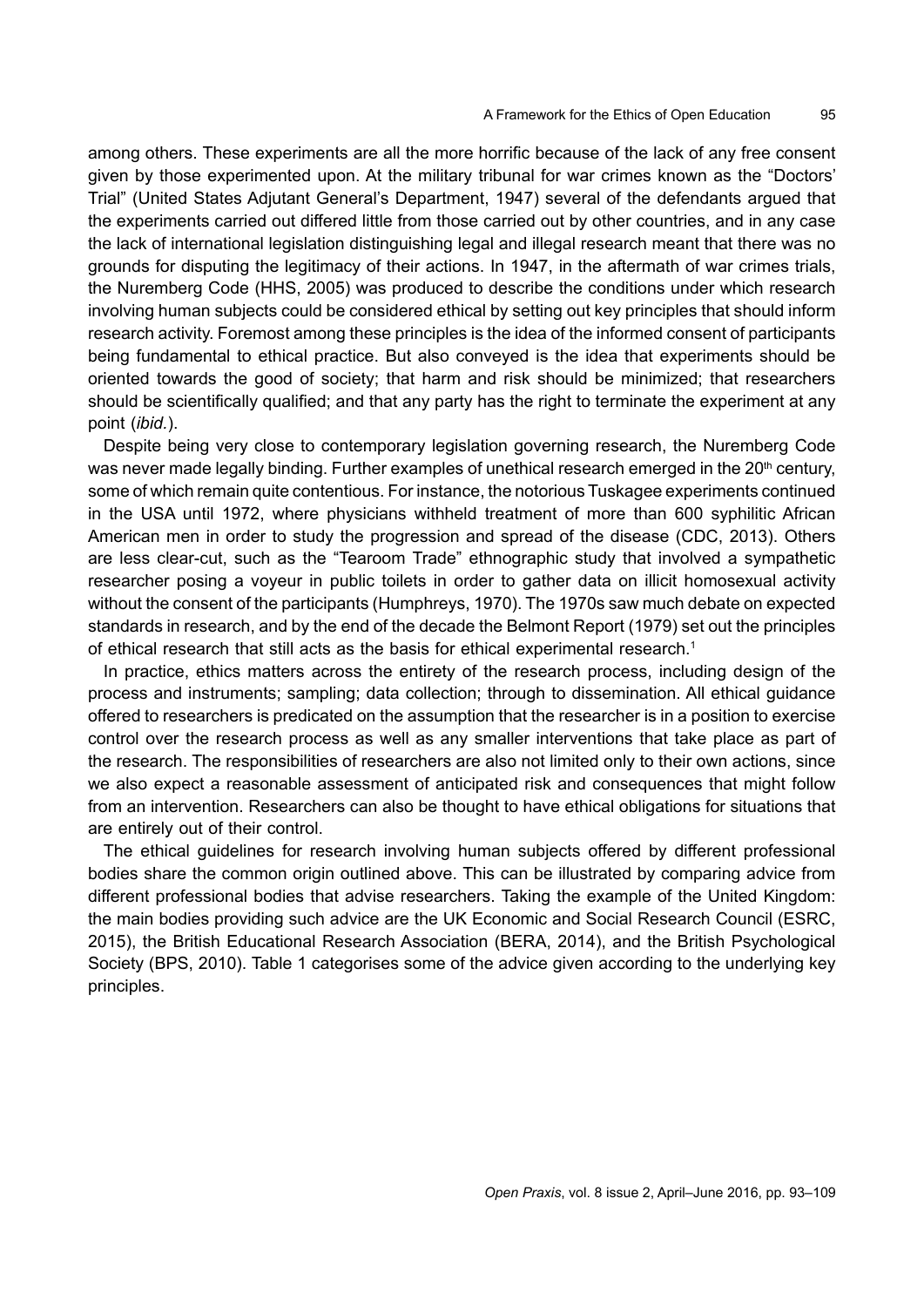among others. These experiments are all the more horrific because of the lack of any free consent given by those experimented upon. At the military tribunal for war crimes known as the "Doctors' Trial" (United States Adjutant General's Department, 1947) several of the defendants argued that the experiments carried out differed little from those carried out by other countries, and in any case the lack of international legislation distinguishing legal and illegal research meant that there was no grounds for disputing the legitimacy of their actions. In 1947, in the aftermath of war crimes trials, the Nuremberg Code (HHS, 2005) was produced to describe the conditions under which research involving human subjects could be considered ethical by setting out key principles that should inform research activity. Foremost among these principles is the idea of the informed consent of participants being fundamental to ethical practice. But also conveyed is the idea that experiments should be oriented towards the good of society; that harm and risk should be minimized; that researchers should be scientifically qualified; and that any party has the right to terminate the experiment at any point (*ibid.*).

Despite being very close to contemporary legislation governing research, the Nuremberg Code was never made legally binding. Further examples of unethical research emerged in the 20th century, some of which remain quite contentious. For instance, the notorious Tuskagee experiments continued in the USA until 1972, where physicians withheld treatment of more than 600 syphilitic African American men in order to study the progression and spread of the disease (CDC, 2013). Others are less clear-cut, such as the "Tearoom Trade" ethnographic study that involved a sympathetic researcher posing a voyeur in public toilets in order to gather data on illicit homosexual activity without the consent of the participants (Humphreys, 1970). The 1970s saw much debate on expected standards in research, and by the end of the decade the Belmont Report (1979) set out the principles of ethical research that still acts as the basis for ethical experimental research.[1]

In practice, ethics matters across the entirety of the research process, including design of the process and instruments; sampling; data collection; through to dissemination. All ethical guidance offered to researchers is predicated on the assumption that the researcher is in a position to exercise control over the research process as well as any smaller interventions that take place as part of the research. The responsibilities of researchers are also not limited only to their own actions, since we also expect a reasonable assessment of anticipated risk and consequences that might follow from an intervention. Researchers can also be thought to have ethical obligations for situations that are entirely out of their control.

The ethical guidelines for research involving human subjects offered by different professional bodies share the common origin outlined above. This can be illustrated by comparing advice from different professional bodies that advise researchers. Taking the example of the United Kingdom: the main bodies providing such advice are the UK Economic and Social Research Council (ESRC, 2015), the British Educational Research Association (BERA, 2014), and the British Psychological Society (BPS, 2010). Table 1 categorises some of the advice given according to the underlying key principles.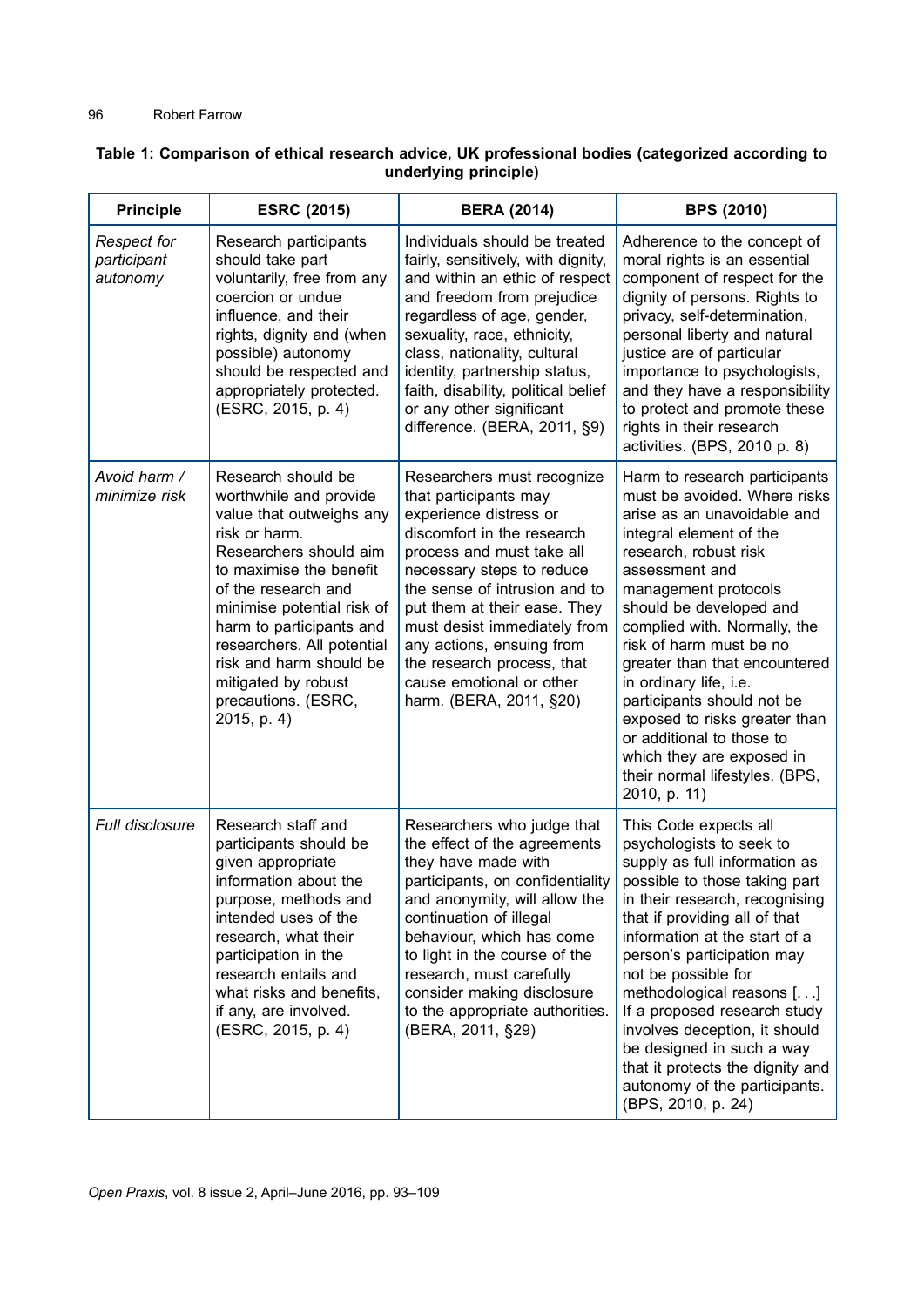**Table 1: Comparison of ethical research advice, UK professional bodies (categorized according to underlying principle)**

| Principle | ESRC (2015) | BERA (2014) | BPS (2010) |
|---|---|---|---|
| *Respect for participant autonomy* | Research participants should take part voluntarily, free from any coercion or undue influence, and their rights, dignity and (when possible) autonomy should be respected and appropriately protected. (ESRC, 2015, p. 4) | Individuals should be treated fairly, sensitively, with dignity, and within an ethic of respect and freedom from prejudice regardless of age, gender, sexuality, race, ethnicity, class, nationality, cultural identity, partnership status, faith, disability, political belief or any other significant difference. (BERA, 2011, §9) | Adherence to the concept of moral rights is an essential component of respect for the dignity of persons. Rights to privacy, self-determination, personal liberty and natural justice are of particular importance to psychologists, and they have a responsibility to protect and promote these rights in their research activities. (BPS, 2010 p. 8) |
| *Avoid harm / minimize risk* | Research should be worthwhile and provide value that outweighs any risk or harm. Researchers should aim to maximise the benefit of the research and minimise potential risk of harm to participants and researchers. All potential risk and harm should be mitigated by robust precautions. (ESRC, 2015, p. 4) | Researchers must recognize that participants may experience distress or discomfort in the research process and must take all necessary steps to reduce the sense of intrusion and to put them at their ease. They must desist immediately from any actions, ensuing from the research process, that cause emotional or other harm. (BERA, 2011, §20) | Harm to research participants must be avoided. Where risks arise as an unavoidable and integral element of the research, robust risk assessment and management protocols should be developed and complied with. Normally, the risk of harm must be no greater than that encountered in ordinary life, i.e. participants should not be exposed to risks greater than or additional to those to which they are exposed in their normal lifestyles. (BPS, 2010, p. 11) |
| *Full disclosure* | Research staff and participants should be given appropriate information about the purpose, methods and intended uses of the research, what their participation in the research entails and what risks and benefits, if any, are involved. (ESRC, 2015, p. 4) | Researchers who judge that the effect of the agreements they have made with participants, on confidentiality and anonymity, will allow the continuation of illegal behaviour, which has come to light in the course of the research, must carefully consider making disclosure to the appropriate authorities. (BERA, 2011, §29) | This Code expects all psychologists to seek to supply as full information as possible to those taking part in their research, recognising that if providing all of that information at the start of a person's participation may not be possible for methodological reasons [...] If a proposed research study involves deception, it should be designed in such a way that it protects the dignity and autonomy of the participants. (BPS, 2010, p. 24) |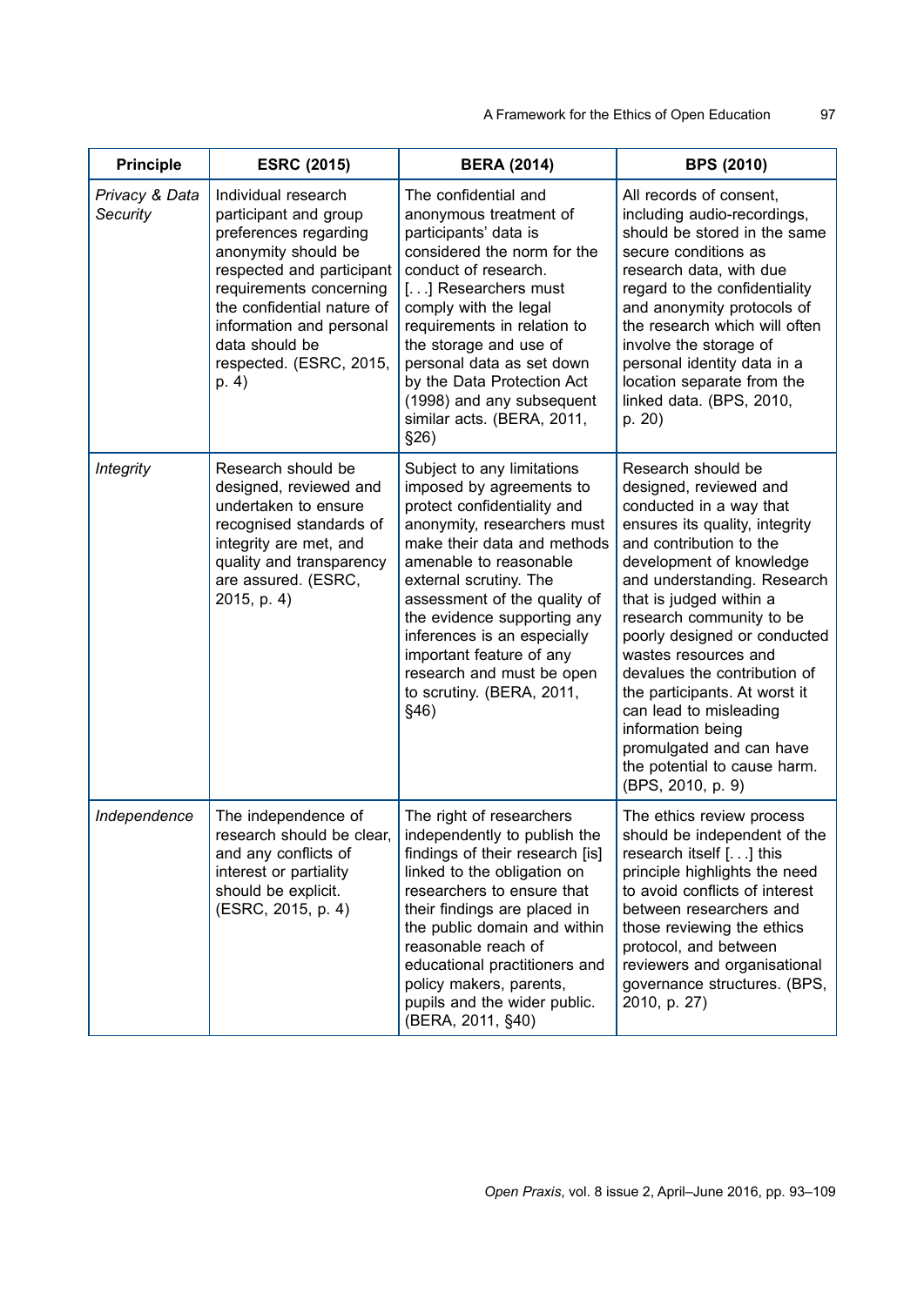| Principle | ESRC (2015) | BERA (2014) | BPS (2010) |
|---|---|---|---|
| *Privacy & Data Security* | Individual research participant and group preferences regarding anonymity should be respected and participant requirements concerning the confidential nature of information and personal data should be respected. (ESRC, 2015, p. 4) | The confidential and anonymous treatment of participants' data is considered the norm for the conduct of research. [. . .] Researchers must comply with the legal requirements in relation to the storage and use of personal data as set down by the Data Protection Act (1998) and any subsequent similar acts. (BERA, 2011, §26) | All records of consent, including audio-recordings, should be stored in the same secure conditions as research data, with due regard to the confidentiality and anonymity protocols of the research which will often involve the storage of personal identity data in a location separate from the linked data. (BPS, 2010, p. 20) |
| *Integrity* | Research should be designed, reviewed and undertaken to ensure recognised standards of integrity are met, and quality and transparency are assured. (ESRC, 2015, p. 4) | Subject to any limitations imposed by agreements to protect confidentiality and anonymity, researchers must make their data and methods amenable to reasonable external scrutiny. The assessment of the quality of the evidence supporting any inferences is an especially important feature of any research and must be open to scrutiny. (BERA, 2011, §46) | Research should be designed, reviewed and conducted in a way that ensures its quality, integrity and contribution to the development of knowledge and understanding. Research that is judged within a research community to be poorly designed or conducted wastes resources and devalues the contribution of the participants. At worst it can lead to misleading information being promulgated and can have the potential to cause harm. (BPS, 2010, p. 9) |
| *Independence* | The independence of research should be clear, and any conflicts of interest or partiality should be explicit. (ESRC, 2015, p. 4) | The right of researchers independently to publish the findings of their research [is] linked to the obligation on researchers to ensure that their findings are placed in the public domain and within reasonable reach of educational practitioners and policy makers, parents, pupils and the wider public. (BERA, 2011, §40) | The ethics review process should be independent of the research itself [. . .] this principle highlights the need to avoid conflicts of interest between researchers and those reviewing the ethics protocol, and between reviewers and organisational governance structures. (BPS, 2010, p. 27) |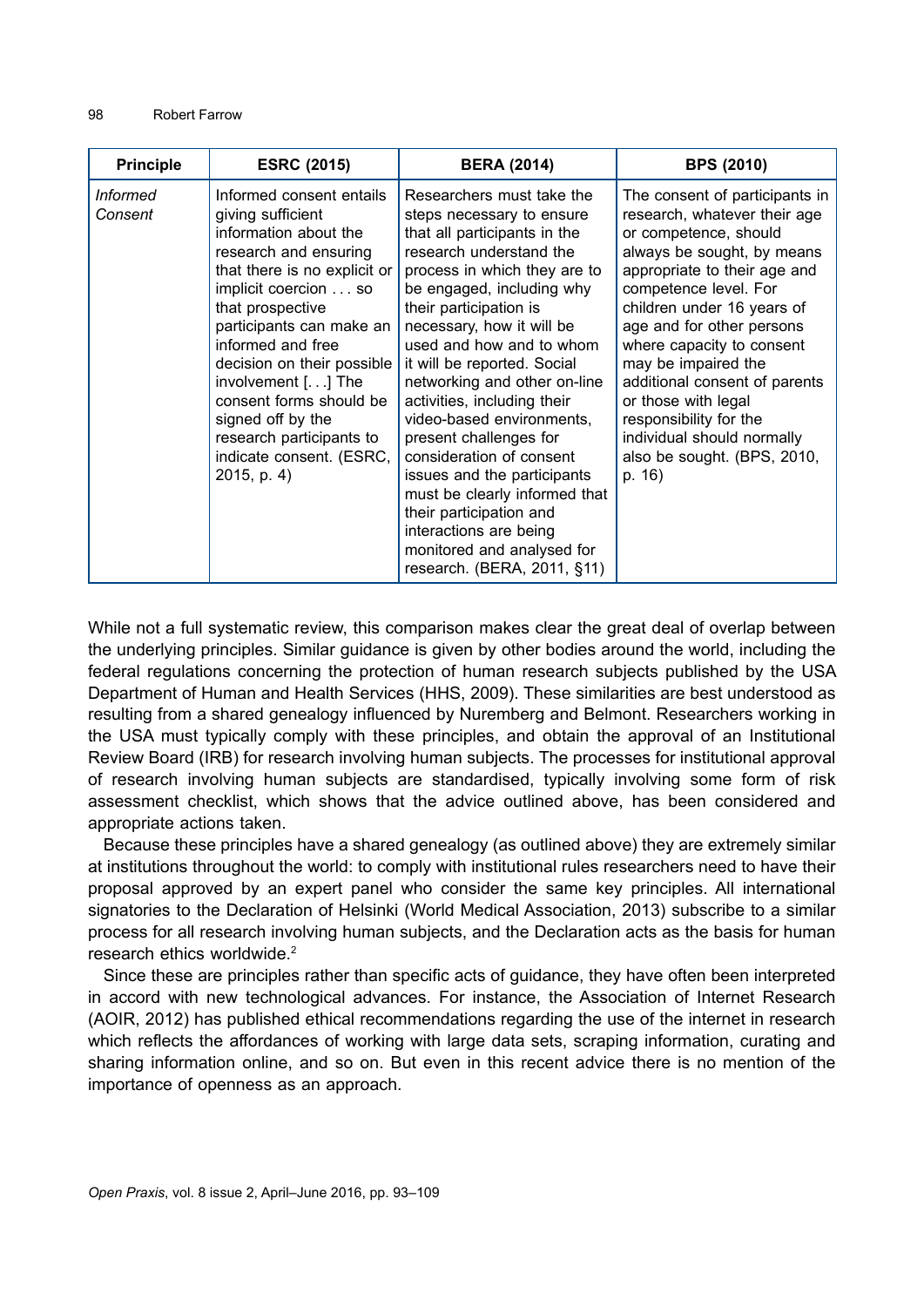| Principle | ESRC (2015) | BERA (2014) | BPS (2010) |
|---|---|---|---|
| *Informed Consent* | Informed consent entails giving sufficient information about the research and ensuring that there is no explicit or implicit coercion . . . so that prospective participants can make an informed and free decision on their possible involvement [. . .] The consent forms should be signed off by the research participants to indicate consent. (ESRC, 2015, p. 4) | Researchers must take the steps necessary to ensure that all participants in the research understand the process in which they are to be engaged, including why their participation is necessary, how it will be used and how and to whom it will be reported. Social networking and other on-line activities, including their video-based environments, present challenges for consideration of consent issues and the participants must be clearly informed that their participation and interactions are being monitored and analysed for research. (BERA, 2011, §11) | The consent of participants in research, whatever their age or competence, should always be sought, by means appropriate to their age and competence level. For children under 16 years of age and for other persons where capacity to consent may be impaired the additional consent of parents or those with legal responsibility for the individual should normally also be sought. (BPS, 2010, p. 16) |

While not a full systematic review, this comparison makes clear the great deal of overlap between the underlying principles. Similar guidance is given by other bodies around the world, including the federal regulations concerning the protection of human research subjects published by the USA Department of Human and Health Services (HHS, 2009). These similarities are best understood as resulting from a shared genealogy influenced by Nuremberg and Belmont. Researchers working in the USA must typically comply with these principles, and obtain the approval of an Institutional Review Board (IRB) for research involving human subjects. The processes for institutional approval of research involving human subjects are standardised, typically involving some form of risk assessment checklist, which shows that the advice outlined above, has been considered and appropriate actions taken.

Because these principles have a shared genealogy (as outlined above) they are extremely similar at institutions throughout the world: to comply with institutional rules researchers need to have their proposal approved by an expert panel who consider the same key principles. All international signatories to the Declaration of Helsinki (World Medical Association, 2013) subscribe to a similar process for all research involving human subjects, and the Declaration acts as the basis for human research ethics worldwide.[2]

Since these are principles rather than specific acts of guidance, they have often been interpreted in accord with new technological advances. For instance, the Association of Internet Research (AOIR, 2012) has published ethical recommendations regarding the use of the internet in research which reflects the affordances of working with large data sets, scraping information, curating and sharing information online, and so on. But even in this recent advice there is no mention of the importance of openness as an approach.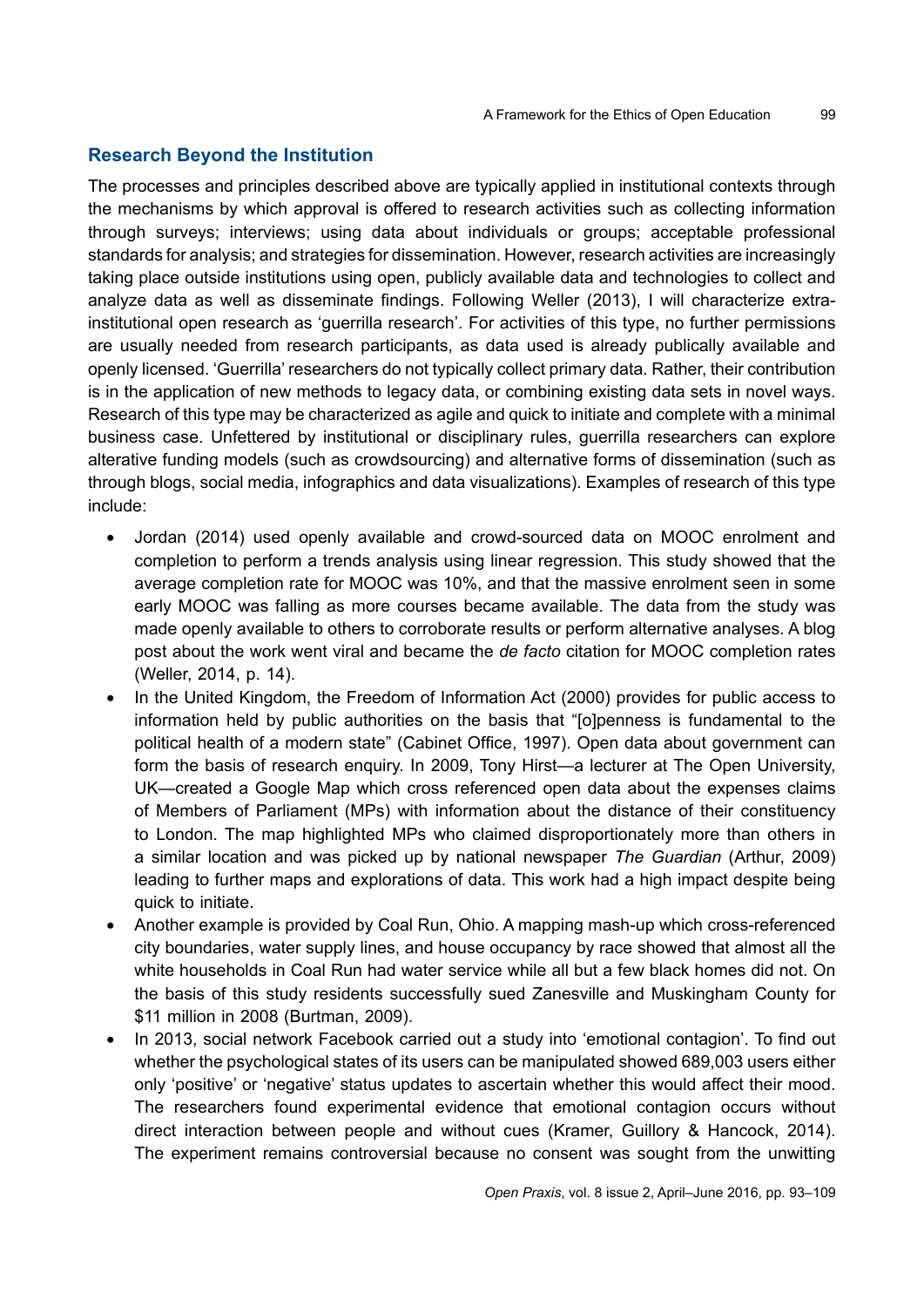## Research Beyond the Institution

The processes and principles described above are typically applied in institutional contexts through the mechanisms by which approval is offered to research activities such as collecting information through surveys; interviews; using data about individuals or groups; acceptable professional standards for analysis; and strategies for dissemination. However, research activities are increasingly taking place outside institutions using open, publicly available data and technologies to collect and analyze data as well as disseminate findings. Following Weller (2013), I will characterize extra-institutional open research as 'guerrilla research'. For activities of this type, no further permissions are usually needed from research participants, as data used is already publically available and openly licensed. 'Guerrilla' researchers do not typically collect primary data. Rather, their contribution is in the application of new methods to legacy data, or combining existing data sets in novel ways. Research of this type may be characterized as agile and quick to initiate and complete with a minimal business case. Unfettered by institutional or disciplinary rules, guerrilla researchers can explore alterative funding models (such as crowdsourcing) and alternative forms of dissemination (such as through blogs, social media, infographics and data visualizations). Examples of research of this type include:

- Jordan (2014) used openly available and crowd-sourced data on MOOC enrolment and completion to perform a trends analysis using linear regression. This study showed that the average completion rate for MOOC was 10%, and that the massive enrolment seen in some early MOOC was falling as more courses became available. The data from the study was made openly available to others to corroborate results or perform alternative analyses. A blog post about the work went viral and became the *de facto* citation for MOOC completion rates (Weller, 2014, p. 14).
- In the United Kingdom, the Freedom of Information Act (2000) provides for public access to information held by public authorities on the basis that "[o]penness is fundamental to the political health of a modern state" (Cabinet Office, 1997). Open data about government can form the basis of research enquiry. In 2009, Tony Hirst—a lecturer at The Open University, UK—created a Google Map which cross referenced open data about the expenses claims of Members of Parliament (MPs) with information about the distance of their constituency to London. The map highlighted MPs who claimed disproportionately more than others in a similar location and was picked up by national newspaper *The Guardian* (Arthur, 2009) leading to further maps and explorations of data. This work had a high impact despite being quick to initiate.
- Another example is provided by Coal Run, Ohio. A mapping mash-up which cross-referenced city boundaries, water supply lines, and house occupancy by race showed that almost all the white households in Coal Run had water service while all but a few black homes did not. On the basis of this study residents successfully sued Zanesville and Muskingham County for $11 million in 2008 (Burtman, 2009).
- In 2013, social network Facebook carried out a study into 'emotional contagion'. To find out whether the psychological states of its users can be manipulated showed 689,003 users either only 'positive' or 'negative' status updates to ascertain whether this would affect their mood. The researchers found experimental evidence that emotional contagion occurs without direct interaction between people and without cues (Kramer, Guillory & Hancock, 2014). The experiment remains controversial because no consent was sought from the unwitting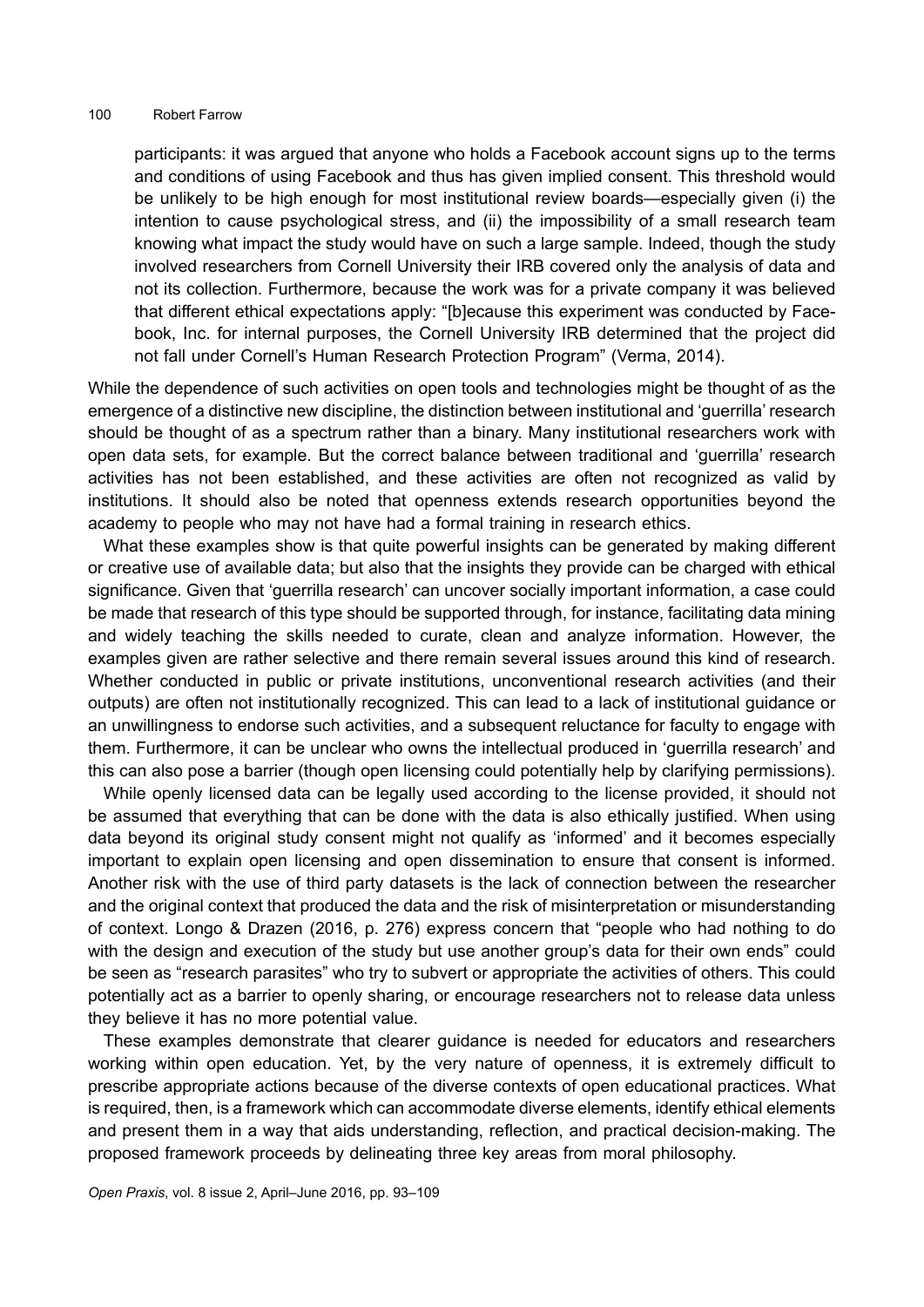participants: it was argued that anyone who holds a Facebook account signs up to the terms and conditions of using Facebook and thus has given implied consent. This threshold would be unlikely to be high enough for most institutional review boards—especially given (i) the intention to cause psychological stress, and (ii) the impossibility of a small research team knowing what impact the study would have on such a large sample. Indeed, though the study involved researchers from Cornell University their IRB covered only the analysis of data and not its collection. Furthermore, because the work was for a private company it was believed that different ethical expectations apply: "[b]ecause this experiment was conducted by Facebook, Inc. for internal purposes, the Cornell University IRB determined that the project did not fall under Cornell's Human Research Protection Program" (Verma, 2014).

While the dependence of such activities on open tools and technologies might be thought of as the emergence of a distinctive new discipline, the distinction between institutional and 'guerrilla' research should be thought of as a spectrum rather than a binary. Many institutional researchers work with open data sets, for example. But the correct balance between traditional and 'guerrilla' research activities has not been established, and these activities are often not recognized as valid by institutions. It should also be noted that openness extends research opportunities beyond the academy to people who may not have had a formal training in research ethics.

What these examples show is that quite powerful insights can be generated by making different or creative use of available data; but also that the insights they provide can be charged with ethical significance. Given that 'guerrilla research' can uncover socially important information, a case could be made that research of this type should be supported through, for instance, facilitating data mining and widely teaching the skills needed to curate, clean and analyze information. However, the examples given are rather selective and there remain several issues around this kind of research. Whether conducted in public or private institutions, unconventional research activities (and their outputs) are often not institutionally recognized. This can lead to a lack of institutional guidance or an unwillingness to endorse such activities, and a subsequent reluctance for faculty to engage with them. Furthermore, it can be unclear who owns the intellectual produced in 'guerrilla research' and this can also pose a barrier (though open licensing could potentially help by clarifying permissions).

While openly licensed data can be legally used according to the license provided, it should not be assumed that everything that can be done with the data is also ethically justified. When using data beyond its original study consent might not qualify as 'informed' and it becomes especially important to explain open licensing and open dissemination to ensure that consent is informed. Another risk with the use of third party datasets is the lack of connection between the researcher and the original context that produced the data and the risk of misinterpretation or misunderstanding of context. Longo & Drazen (2016, p. 276) express concern that "people who had nothing to do with the design and execution of the study but use another group's data for their own ends" could be seen as "research parasites" who try to subvert or appropriate the activities of others. This could potentially act as a barrier to openly sharing, or encourage researchers not to release data unless they believe it has no more potential value.

These examples demonstrate that clearer guidance is needed for educators and researchers working within open education. Yet, by the very nature of openness, it is extremely difficult to prescribe appropriate actions because of the diverse contexts of open educational practices. What is required, then, is a framework which can accommodate diverse elements, identify ethical elements and present them in a way that aids understanding, reflection, and practical decision-making. The proposed framework proceeds by delineating three key areas from moral philosophy.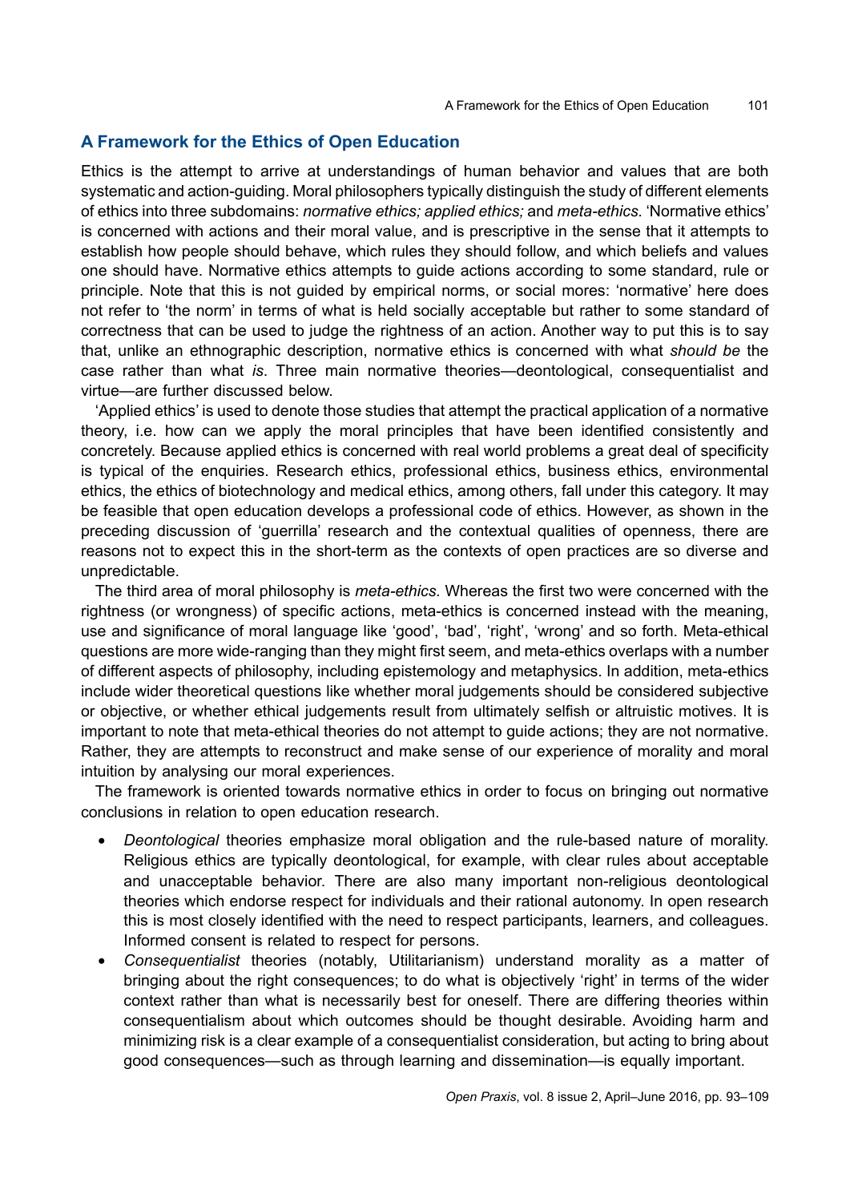## A Framework for the Ethics of Open Education

Ethics is the attempt to arrive at understandings of human behavior and values that are both systematic and action-guiding. Moral philosophers typically distinguish the study of different elements of ethics into three subdomains: *normative ethics; applied ethics;* and *meta-ethics*. 'Normative ethics' is concerned with actions and their moral value, and is prescriptive in the sense that it attempts to establish how people should behave, which rules they should follow, and which beliefs and values one should have. Normative ethics attempts to guide actions according to some standard, rule or principle. Note that this is not guided by empirical norms, or social mores: 'normative' here does not refer to 'the norm' in terms of what is held socially acceptable but rather to some standard of correctness that can be used to judge the rightness of an action. Another way to put this is to say that, unlike an ethnographic description, normative ethics is concerned with what *should be* the case rather than what *is*. Three main normative theories—deontological, consequentialist and virtue—are further discussed below.

'Applied ethics' is used to denote those studies that attempt the practical application of a normative theory, i.e. how can we apply the moral principles that have been identified consistently and concretely. Because applied ethics is concerned with real world problems a great deal of specificity is typical of the enquiries. Research ethics, professional ethics, business ethics, environmental ethics, the ethics of biotechnology and medical ethics, among others, fall under this category. It may be feasible that open education develops a professional code of ethics. However, as shown in the preceding discussion of 'guerrilla' research and the contextual qualities of openness, there are reasons not to expect this in the short-term as the contexts of open practices are so diverse and unpredictable.

The third area of moral philosophy is *meta-ethics*. Whereas the first two were concerned with the rightness (or wrongness) of specific actions, meta-ethics is concerned instead with the meaning, use and significance of moral language like 'good', 'bad', 'right', 'wrong' and so forth. Meta-ethical questions are more wide-ranging than they might first seem, and meta-ethics overlaps with a number of different aspects of philosophy, including epistemology and metaphysics. In addition, meta-ethics include wider theoretical questions like whether moral judgements should be considered subjective or objective, or whether ethical judgements result from ultimately selfish or altruistic motives. It is important to note that meta-ethical theories do not attempt to guide actions; they are not normative. Rather, they are attempts to reconstruct and make sense of our experience of morality and moral intuition by analysing our moral experiences.

The framework is oriented towards normative ethics in order to focus on bringing out normative conclusions in relation to open education research.

- *Deontological* theories emphasize moral obligation and the rule-based nature of morality. Religious ethics are typically deontological, for example, with clear rules about acceptable and unacceptable behavior. There are also many important non-religious deontological theories which endorse respect for individuals and their rational autonomy. In open research this is most closely identified with the need to respect participants, learners, and colleagues. Informed consent is related to respect for persons.
- *Consequentialist* theories (notably, Utilitarianism) understand morality as a matter of bringing about the right consequences; to do what is objectively 'right' in terms of the wider context rather than what is necessarily best for oneself. There are differing theories within consequentialism about which outcomes should be thought desirable. Avoiding harm and minimizing risk is a clear example of a consequentialist consideration, but acting to bring about good consequences—such as through learning and dissemination—is equally important.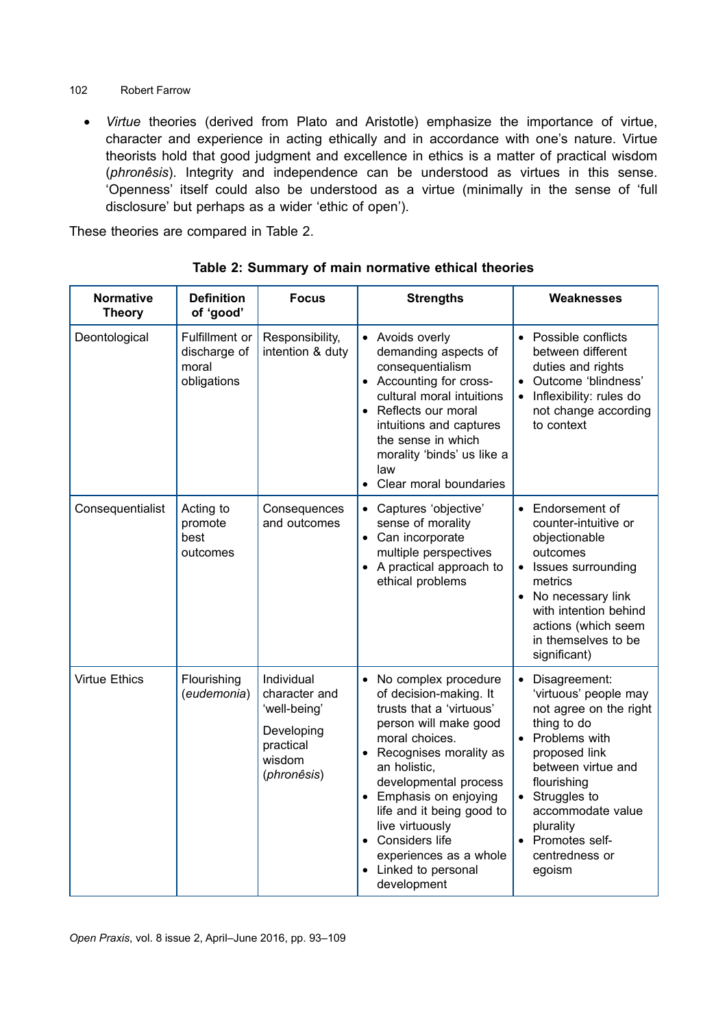- *Virtue* theories (derived from Plato and Aristotle) emphasize the importance of virtue, character and experience in acting ethically and in accordance with one's nature. Virtue theorists hold that good judgment and excellence in ethics is a matter of practical wisdom (*phronêsis*). Integrity and independence can be understood as virtues in this sense. 'Openness' itself could also be understood as a virtue (minimally in the sense of 'full disclosure' but perhaps as a wider 'ethic of open').

These theories are compared in Table 2.

**Table 2: Summary of main normative ethical theories**

| Normative Theory | Definition of 'good' | Focus | Strengths | Weaknesses |
|---|---|---|---|---|
| Deontological | Fulfillment or discharge of moral obligations | Responsibility, intention & duty | • Avoids overly demanding aspects of consequentialism<br>• Accounting for cross-cultural moral intuitions<br>• Reflects our moral intuitions and captures the sense in which morality 'binds' us like a law<br>• Clear moral boundaries | • Possible conflicts between different duties and rights<br>• Outcome 'blindness'<br>• Inflexibility: rules do not change according to context |
| Consequentialist | Acting to promote best outcomes | Consequences and outcomes | • Captures 'objective' sense of morality<br>• Can incorporate multiple perspectives<br>• A practical approach to ethical problems | • Endorsement of counter-intuitive or objectionable outcomes<br>• Issues surrounding metrics<br>• No necessary link with intention behind actions (which seem in themselves to be significant) |
| Virtue Ethics | Flourishing (*eudemonia*) | Individual character and 'well-being'<br><br>Developing practical wisdom (*phronêsis*) | • No complex procedure of decision-making. It trusts that a 'virtuous' person will make good moral choices.<br>• Recognises morality as an holistic, developmental process<br>• Emphasis on enjoying life and it being good to live virtuously<br>• Considers life experiences as a whole<br>• Linked to personal development | • Disagreement: 'virtuous' people may not agree on the right thing to do<br>• Problems with proposed link between virtue and flourishing<br>• Struggles to accommodate value plurality<br>• Promotes self-centredness or egoism |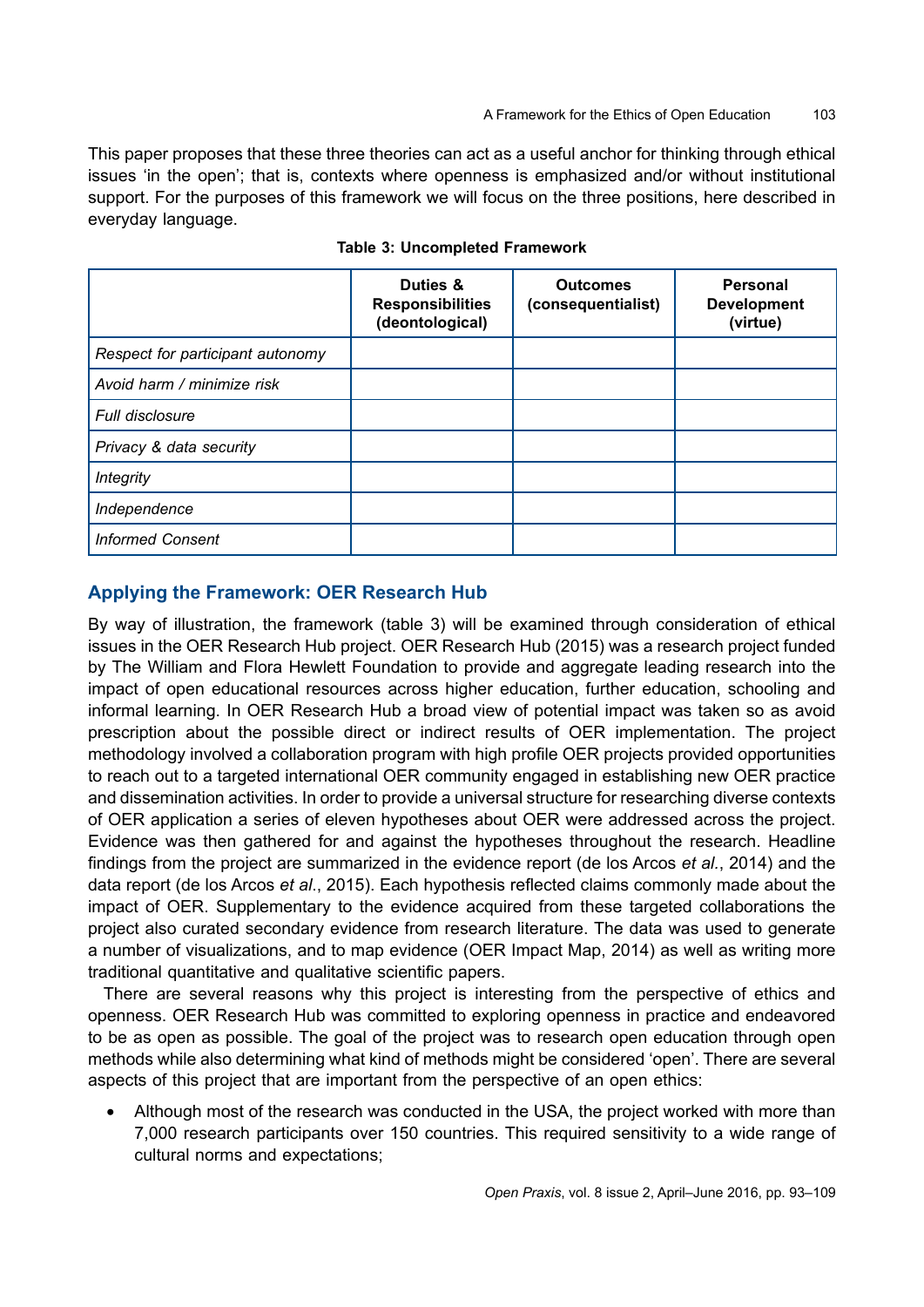This paper proposes that these three theories can act as a useful anchor for thinking through ethical issues 'in the open'; that is, contexts where openness is emphasized and/or without institutional support. For the purposes of this framework we will focus on the three positions, here described in everyday language.

**Table 3: Uncompleted Framework**

| | Duties & Responsibilities (deontological) | Outcomes (consequentialist) | Personal Development (virtue) |
|---|---|---|---|
| *Respect for participant autonomy* | | | |
| *Avoid harm / minimize risk* | | | |
| *Full disclosure* | | | |
| *Privacy & data security* | | | |
| *Integrity* | | | |
| *Independence* | | | |
| *Informed Consent* | | | |

## Applying the Framework: OER Research Hub

By way of illustration, the framework (table 3) will be examined through consideration of ethical issues in the OER Research Hub project. OER Research Hub (2015) was a research project funded by The William and Flora Hewlett Foundation to provide and aggregate leading research into the impact of open educational resources across higher education, further education, schooling and informal learning. In OER Research Hub a broad view of potential impact was taken so as avoid prescription about the possible direct or indirect results of OER implementation. The project methodology involved a collaboration program with high profile OER projects provided opportunities to reach out to a targeted international OER community engaged in establishing new OER practice and dissemination activities. In order to provide a universal structure for researching diverse contexts of OER application a series of eleven hypotheses about OER were addressed across the project. Evidence was then gathered for and against the hypotheses throughout the research. Headline findings from the project are summarized in the evidence report (de los Arcos *et al.*, 2014) and the data report (de los Arcos *et al*., 2015). Each hypothesis reflected claims commonly made about the impact of OER. Supplementary to the evidence acquired from these targeted collaborations the project also curated secondary evidence from research literature. The data was used to generate a number of visualizations, and to map evidence (OER Impact Map, 2014) as well as writing more traditional quantitative and qualitative scientific papers.

There are several reasons why this project is interesting from the perspective of ethics and openness. OER Research Hub was committed to exploring openness in practice and endeavored to be as open as possible. The goal of the project was to research open education through open methods while also determining what kind of methods might be considered 'open'. There are several aspects of this project that are important from the perspective of an open ethics:

- Although most of the research was conducted in the USA, the project worked with more than 7,000 research participants over 150 countries. This required sensitivity to a wide range of cultural norms and expectations;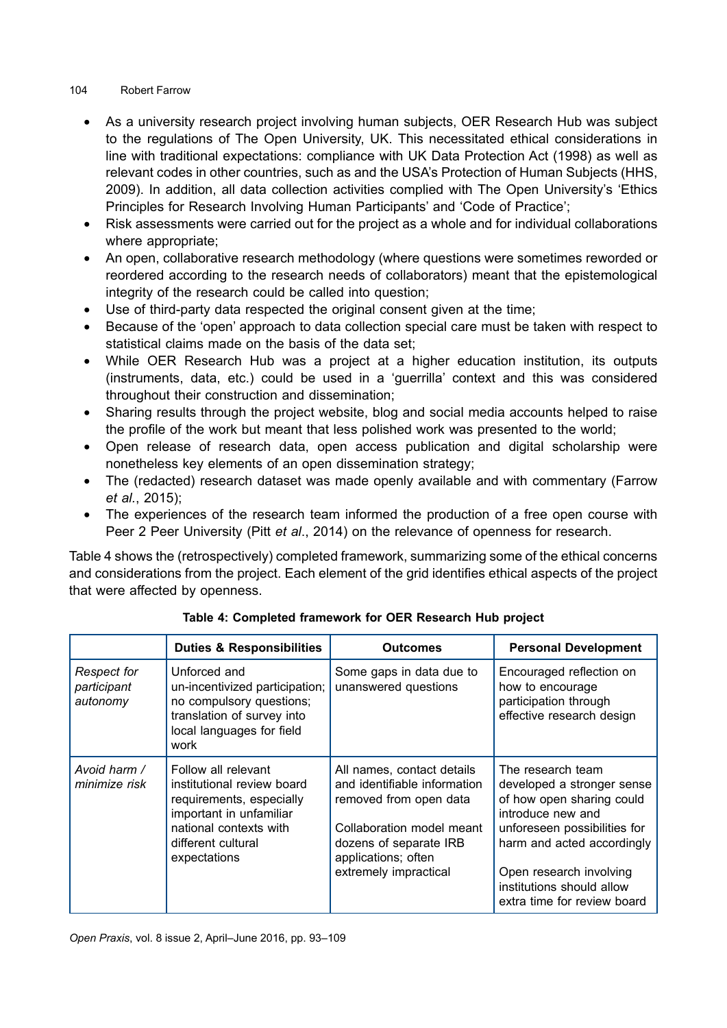- As a university research project involving human subjects, OER Research Hub was subject to the regulations of The Open University, UK. This necessitated ethical considerations in line with traditional expectations: compliance with UK Data Protection Act (1998) as well as relevant codes in other countries, such as and the USA's Protection of Human Subjects (HHS, 2009). In addition, all data collection activities complied with The Open University's 'Ethics Principles for Research Involving Human Participants' and 'Code of Practice';
- Risk assessments were carried out for the project as a whole and for individual collaborations where appropriate;
- An open, collaborative research methodology (where questions were sometimes reworded or reordered according to the research needs of collaborators) meant that the epistemological integrity of the research could be called into question;
- Use of third-party data respected the original consent given at the time;
- Because of the 'open' approach to data collection special care must be taken with respect to statistical claims made on the basis of the data set;
- While OER Research Hub was a project at a higher education institution, its outputs (instruments, data, etc.) could be used in a 'guerrilla' context and this was considered throughout their construction and dissemination;
- Sharing results through the project website, blog and social media accounts helped to raise the profile of the work but meant that less polished work was presented to the world;
- Open release of research data, open access publication and digital scholarship were nonetheless key elements of an open dissemination strategy;
- The (redacted) research dataset was made openly available and with commentary (Farrow *et al.*, 2015);
- The experiences of the research team informed the production of a free open course with Peer 2 Peer University (Pitt *et al.*, 2014) on the relevance of openness for research.

Table 4 shows the (retrospectively) completed framework, summarizing some of the ethical concerns and considerations from the project. Each element of the grid identifies ethical aspects of the project that were affected by openness.

**Table 4: Completed framework for OER Research Hub project**

| | **Duties & Responsibilities** | **Outcomes** | **Personal Development** |
|---|---|---|---|
| *Respect for participant autonomy* | Unforced and un-incentivized participation; no compulsory questions; translation of survey into local languages for field work | Some gaps in data due to unanswered questions | Encouraged reflection on how to encourage participation through effective research design |
| *Avoid harm / minimize risk* | Follow all relevant institutional review board requirements, especially important in unfamiliar national contexts with different cultural expectations | All names, contact details and identifiable information removed from open data<br><br>Collaboration model meant dozens of separate IRB applications; often extremely impractical | The research team developed a stronger sense of how open sharing could introduce new and unforeseen possibilities for harm and acted accordingly<br><br>Open research involving institutions should allow extra time for review board |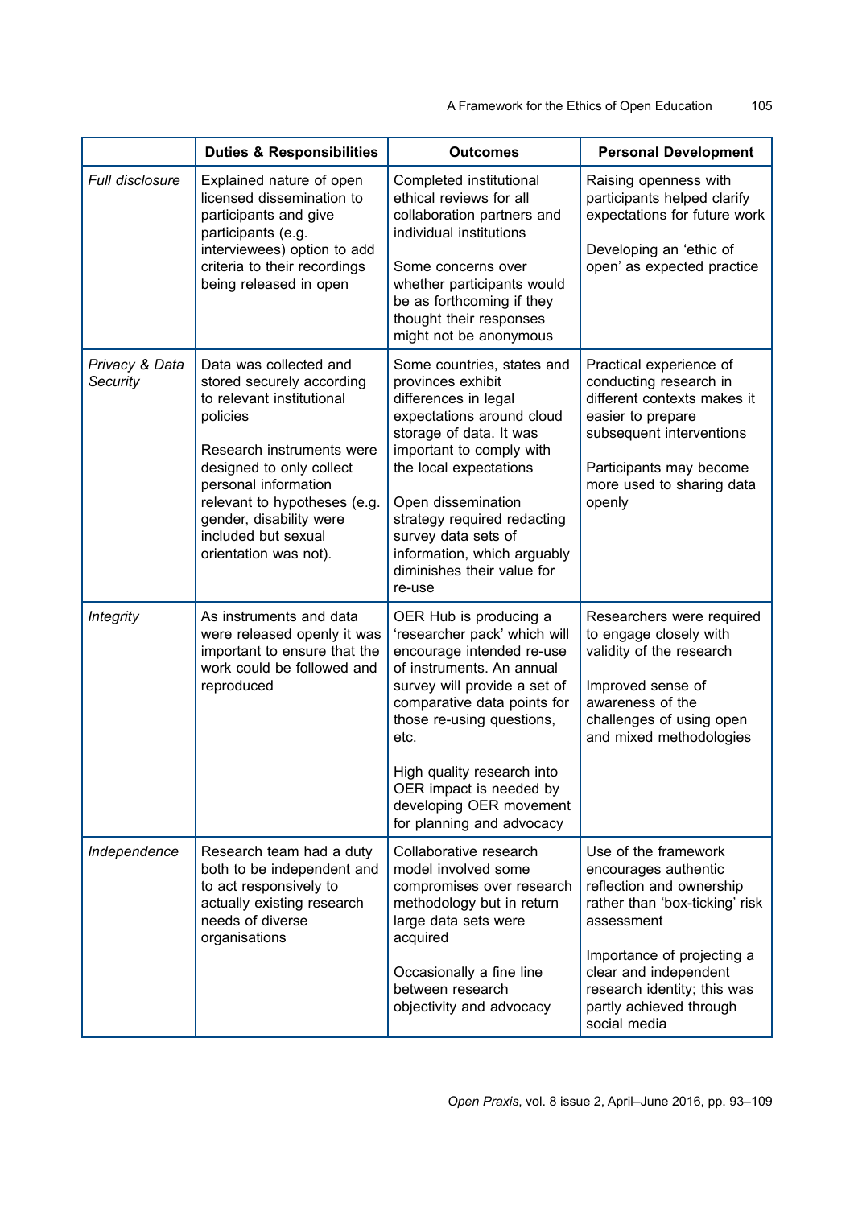| | Duties & Responsibilities | Outcomes | Personal Development |
|---|---|---|---|
| *Full disclosure* | Explained nature of open licensed dissemination to participants and give participants (e.g. interviewees) option to add criteria to their recordings being released in open | Completed institutional ethical reviews for all collaboration partners and individual institutions<br><br>Some concerns over whether participants would be as forthcoming if they thought their responses might not be anonymous | Raising openness with participants helped clarify expectations for future work<br><br>Developing an 'ethic of open' as expected practice |
| *Privacy & Data Security* | Data was collected and stored securely according to relevant institutional policies<br><br>Research instruments were designed to only collect personal information relevant to hypotheses (e.g. gender, disability were included but sexual orientation was not). | Some countries, states and provinces exhibit differences in legal expectations around cloud storage of data. It was important to comply with the local expectations<br><br>Open dissemination strategy required redacting survey data sets of information, which arguably diminishes their value for re-use | Practical experience of conducting research in different contexts makes it easier to prepare subsequent interventions<br><br>Participants may become more used to sharing data openly |
| *Integrity* | As instruments and data were released openly it was important to ensure that the work could be followed and reproduced | OER Hub is producing a 'researcher pack' which will encourage intended re-use of instruments. An annual survey will provide a set of comparative data points for those re-using questions, etc.<br><br>High quality research into OER impact is needed by developing OER movement for planning and advocacy | Researchers were required to engage closely with validity of the research<br><br>Improved sense of awareness of the challenges of using open and mixed methodologies |
| *Independence* | Research team had a duty both to be independent and to act responsively to actually existing research needs of diverse organisations | Collaborative research model involved some compromises over research methodology but in return large data sets were acquired<br><br>Occasionally a fine line between research objectivity and advocacy | Use of the framework encourages authentic reflection and ownership rather than 'box-ticking' risk assessment<br><br>Importance of projecting a clear and independent research identity; this was partly achieved through social media |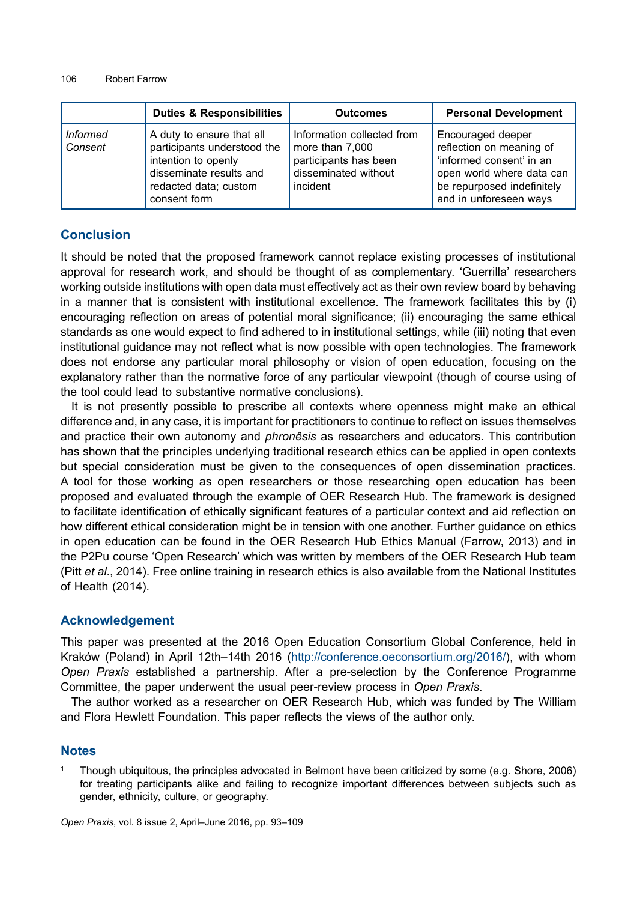| | Duties & Responsibilities | Outcomes | Personal Development |
|---|---|---|---|
| *Informed Consent* | A duty to ensure that all participants understood the intention to openly disseminate results and redacted data; custom consent form | Information collected from more than 7,000 participants has been disseminated without incident | Encouraged deeper reflection on meaning of 'informed consent' in an open world where data can be repurposed indefinitely and in unforeseen ways |

## Conclusion

It should be noted that the proposed framework cannot replace existing processes of institutional approval for research work, and should be thought of as complementary. 'Guerrilla' researchers working outside institutions with open data must effectively act as their own review board by behaving in a manner that is consistent with institutional excellence. The framework facilitates this by (i) encouraging reflection on areas of potential moral significance; (ii) encouraging the same ethical standards as one would expect to find adhered to in institutional settings, while (iii) noting that even institutional guidance may not reflect what is now possible with open technologies. The framework does not endorse any particular moral philosophy or vision of open education, focusing on the explanatory rather than the normative force of any particular viewpoint (though of course using of the tool could lead to substantive normative conclusions).

It is not presently possible to prescribe all contexts where openness might make an ethical difference and, in any case, it is important for practitioners to continue to reflect on issues themselves and practice their own autonomy and *phronêsis* as researchers and educators. This contribution has shown that the principles underlying traditional research ethics can be applied in open contexts but special consideration must be given to the consequences of open dissemination practices. A tool for those working as open researchers or those researching open education has been proposed and evaluated through the example of OER Research Hub. The framework is designed to facilitate identification of ethically significant features of a particular context and aid reflection on how different ethical consideration might be in tension with one another. Further guidance on ethics in open education can be found in the OER Research Hub Ethics Manual (Farrow, 2013) and in the P2Pu course 'Open Research' which was written by members of the OER Research Hub team (Pitt *et al*., 2014). Free online training in research ethics is also available from the National Institutes of Health (2014).

## Acknowledgement

This paper was presented at the 2016 Open Education Consortium Global Conference, held in Kraków (Poland) in April 12th–14th 2016 (http://conference.oeconsortium.org/2016/), with whom *Open Praxis* established a partnership. After a pre-selection by the Conference Programme Committee, the paper underwent the usual peer-review process in *Open Praxis*.

The author worked as a researcher on OER Research Hub, which was funded by The William and Flora Hewlett Foundation. This paper reflects the views of the author only.

## Notes

[1] Though ubiquitous, the principles advocated in Belmont have been criticized by some (e.g. Shore, 2006) for treating participants alike and failing to recognize important differences between subjects such as gender, ethnicity, culture, or geography.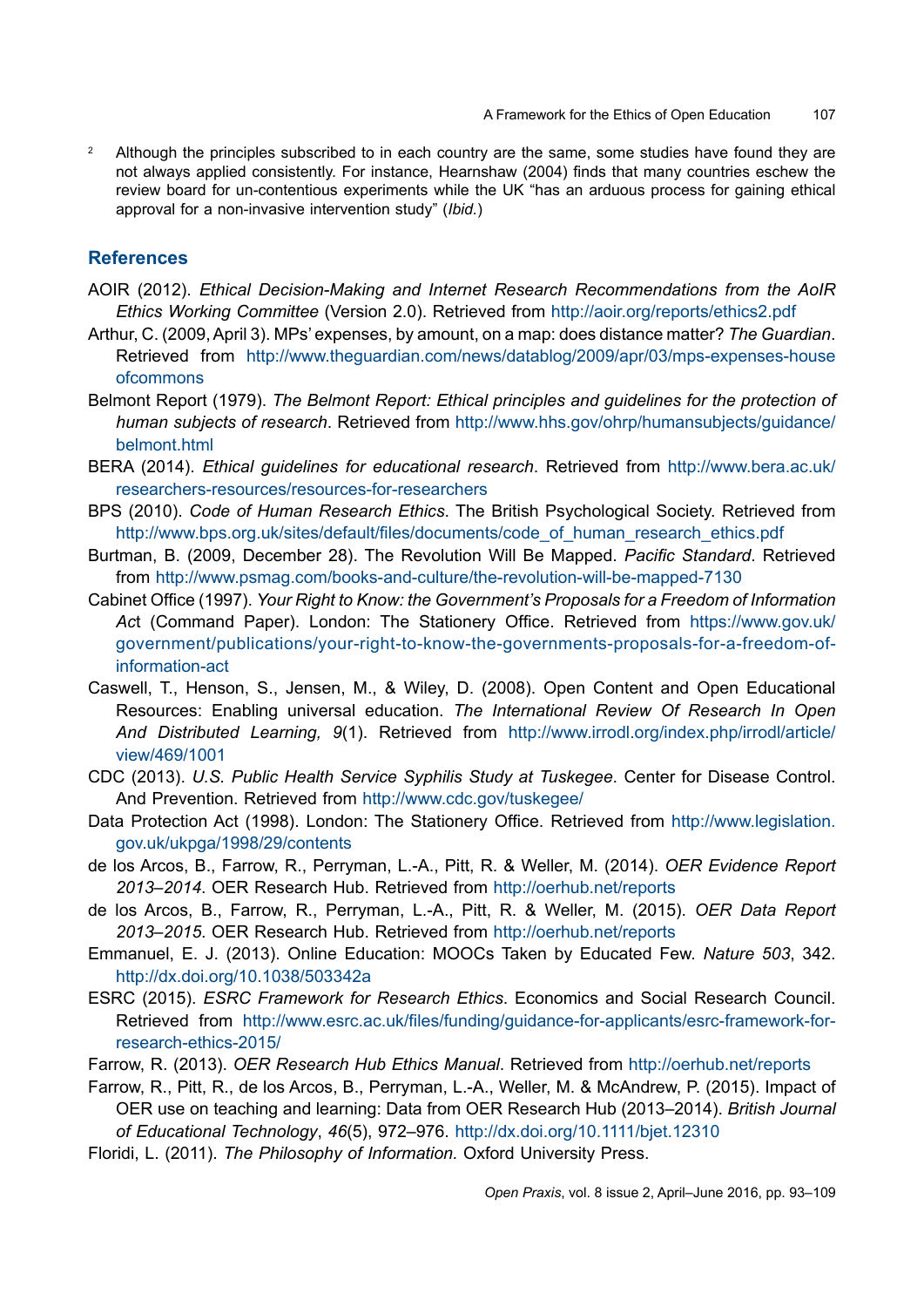[2] Although the principles subscribed to in each country are the same, some studies have found they are not always applied consistently. For instance, Hearnshaw (2004) finds that many countries eschew the review board for un-contentious experiments while the UK "has an arduous process for gaining ethical approval for a non-invasive intervention study" (*Ibid.*)

## References

AOIR (2012). *Ethical Decision-Making and Internet Research Recommendations from the AoIR Ethics Working Committee* (Version 2.0). Retrieved from http://aoir.org/reports/ethics2.pdf

Arthur, C. (2009, April 3). MPs' expenses, by amount, on a map: does distance matter? *The Guardian*. Retrieved from http://www.theguardian.com/news/datablog/2009/apr/03/mps-expenses-houseofcommons

Belmont Report (1979). *The Belmont Report: Ethical principles and guidelines for the protection of human subjects of research*. Retrieved from http://www.hhs.gov/ohrp/humansubjects/guidance/belmont.html

BERA (2014). *Ethical guidelines for educational research*. Retrieved from http://www.bera.ac.uk/researchers-resources/resources-for-researchers

BPS (2010). *Code of Human Research Ethics*. The British Psychological Society. Retrieved from http://www.bps.org.uk/sites/default/files/documents/code_of_human_research_ethics.pdf

Burtman, B. (2009, December 28). The Revolution Will Be Mapped. *Pacific Standard*. Retrieved from http://www.psmag.com/books-and-culture/the-revolution-will-be-mapped-7130

Cabinet Office (1997). *Your Right to Know: the Government's Proposals for a Freedom of Information Act* (Command Paper). London: The Stationery Office. Retrieved from https://www.gov.uk/government/publications/your-right-to-know-the-governments-proposals-for-a-freedom-of-information-act

Caswell, T., Henson, S., Jensen, M., & Wiley, D. (2008). Open Content and Open Educational Resources: Enabling universal education. *The International Review Of Research In Open And Distributed Learning, 9*(1). Retrieved from http://www.irrodl.org/index.php/irrodl/article/view/469/1001

CDC (2013). *U.S. Public Health Service Syphilis Study at Tuskegee*. Center for Disease Control. And Prevention. Retrieved from http://www.cdc.gov/tuskegee/

Data Protection Act (1998). London: The Stationery Office. Retrieved from http://www.legislation.gov.uk/ukpga/1998/29/contents

de los Arcos, B., Farrow, R., Perryman, L.-A., Pitt, R. & Weller, M. (2014). *OER Evidence Report 2013–2014*. OER Research Hub. Retrieved from http://oerhub.net/reports

de los Arcos, B., Farrow, R., Perryman, L.-A., Pitt, R. & Weller, M. (2015). *OER Data Report 2013–2015*. OER Research Hub. Retrieved from http://oerhub.net/reports

Emmanuel, E. J. (2013). Online Education: MOOCs Taken by Educated Few. *Nature 503*, 342. http://dx.doi.org/10.1038/503342a

ESRC (2015). *ESRC Framework for Research Ethics*. Economics and Social Research Council. Retrieved from http://www.esrc.ac.uk/files/funding/guidance-for-applicants/esrc-framework-for-research-ethics-2015/

Farrow, R. (2013). *OER Research Hub Ethics Manual*. Retrieved from http://oerhub.net/reports

Farrow, R., Pitt, R., de los Arcos, B., Perryman, L.-A., Weller, M. & McAndrew, P. (2015). Impact of OER use on teaching and learning: Data from OER Research Hub (2013–2014). *British Journal of Educational Technology*, *46*(5), 972–976. http://dx.doi.org/10.1111/bjet.12310

Floridi, L. (2011). *The Philosophy of Information.* Oxford University Press.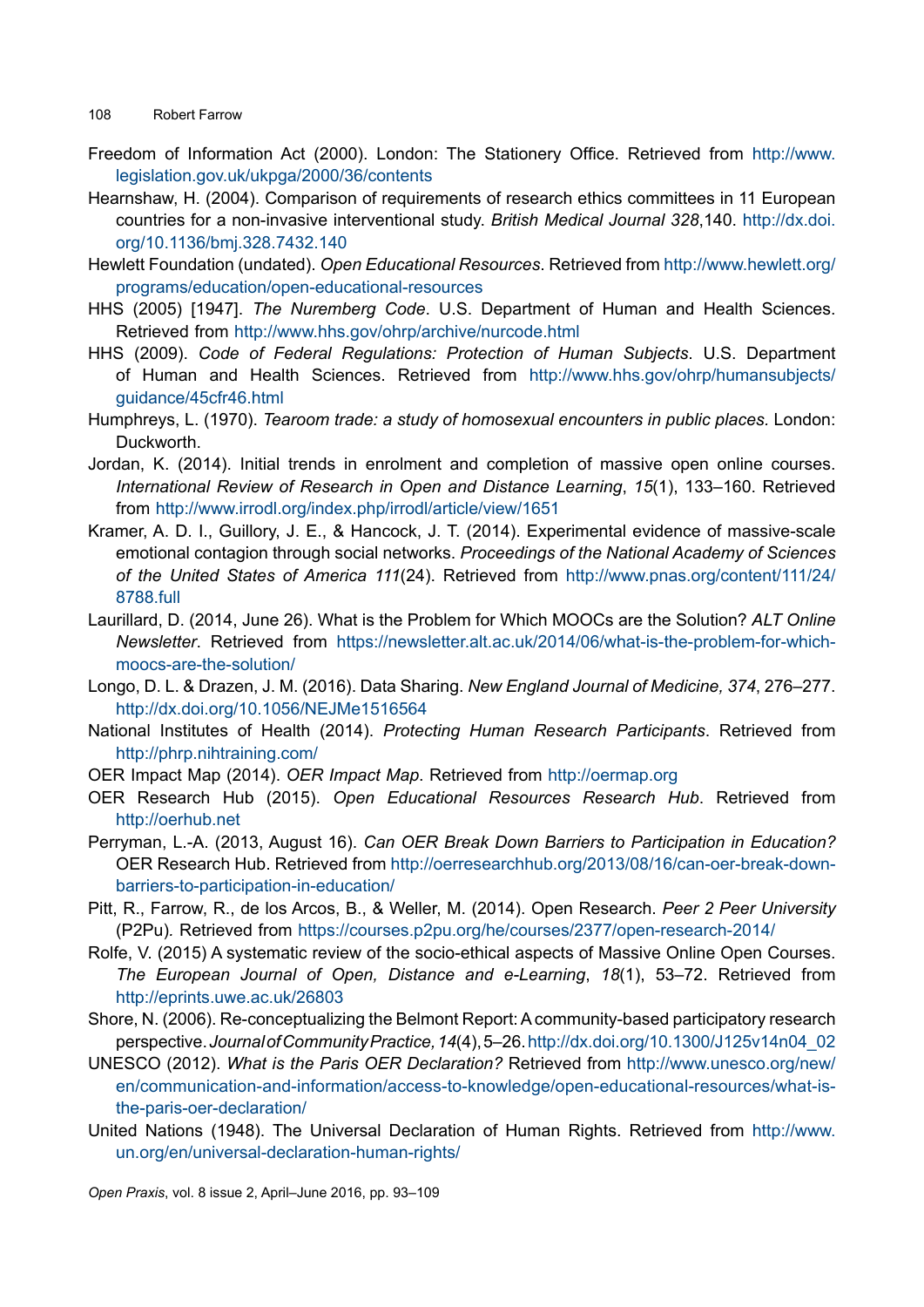Freedom of Information Act (2000). London: The Stationery Office. Retrieved from http://www.legislation.gov.uk/ukpga/2000/36/contents

Hearnshaw, H. (2004). Comparison of requirements of research ethics committees in 11 European countries for a non-invasive interventional study. *British Medical Journal 328*,140. http://dx.doi.org/10.1136/bmj.328.7432.140

Hewlett Foundation (undated). *Open Educational Resources*. Retrieved from http://www.hewlett.org/programs/education/open-educational-resources

HHS (2005) [1947]. *The Nuremberg Code*. U.S. Department of Human and Health Sciences. Retrieved from http://www.hhs.gov/ohrp/archive/nurcode.html

HHS (2009). *Code of Federal Regulations: Protection of Human Subjects*. U.S. Department of Human and Health Sciences. Retrieved from http://www.hhs.gov/ohrp/humansubjects/guidance/45cfr46.html

Humphreys, L. (1970). *Tearoom trade: a study of homosexual encounters in public places.* London: Duckworth.

Jordan, K. (2014). Initial trends in enrolment and completion of massive open online courses. *International Review of Research in Open and Distance Learning*, *15*(1), 133–160. Retrieved from http://www.irrodl.org/index.php/irrodl/article/view/1651

Kramer, A. D. I., Guillory, J. E., & Hancock, J. T. (2014). Experimental evidence of massive-scale emotional contagion through social networks. *Proceedings of the National Academy of Sciences of the United States of America 111*(24). Retrieved from http://www.pnas.org/content/111/24/8788.full

Laurillard, D. (2014, June 26). What is the Problem for Which MOOCs are the Solution? *ALT Online Newsletter*. Retrieved from https://newsletter.alt.ac.uk/2014/06/what-is-the-problem-for-which-moocs-are-the-solution/

Longo, D. L. & Drazen, J. M. (2016). Data Sharing. *New England Journal of Medicine, 374*, 276–277. http://dx.doi.org/10.1056/NEJMe1516564

National Institutes of Health (2014). *Protecting Human Research Participants*. Retrieved from http://phrp.nihtraining.com/

OER Impact Map (2014). *OER Impact Map*. Retrieved from http://oermap.org

OER Research Hub (2015). *Open Educational Resources Research Hub*. Retrieved from http://oerhub.net

Perryman, L.-A. (2013, August 16). *Can OER Break Down Barriers to Participation in Education?* OER Research Hub. Retrieved from http://oerresearchhub.org/2013/08/16/can-oer-break-down-barriers-to-participation-in-education/

Pitt, R., Farrow, R., de los Arcos, B., & Weller, M. (2014). Open Research. *Peer 2 Peer University* (P2Pu). Retrieved from https://courses.p2pu.org/he/courses/2377/open-research-2014/

Rolfe, V. (2015) A systematic review of the socio-ethical aspects of Massive Online Open Courses. *The European Journal of Open, Distance and e-Learning*, *18*(1), 53–72. Retrieved from http://eprints.uwe.ac.uk/26803

Shore, N. (2006). Re-conceptualizing the Belmont Report: A community-based participatory research perspective. *Journal of Community Practice, 14*(4), 5–26. http://dx.doi.org/10.1300/J125v14n04_02

UNESCO (2012). *What is the Paris OER Declaration?* Retrieved from http://www.unesco.org/new/en/communication-and-information/access-to-knowledge/open-educational-resources/what-is-the-paris-oer-declaration/

United Nations (1948). The Universal Declaration of Human Rights. Retrieved from http://www.un.org/en/universal-declaration-human-rights/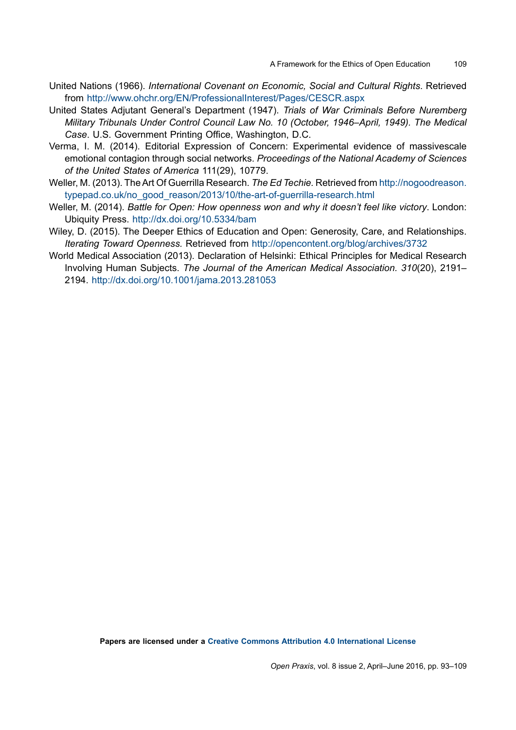United Nations (1966). *International Covenant on Economic, Social and Cultural Rights*. Retrieved from http://www.ohchr.org/EN/ProfessionalInterest/Pages/CESCR.aspx

United States Adjutant General's Department (1947). *Trials of War Criminals Before Nuremberg Military Tribunals Under Control Council Law No. 10 (October, 1946–April, 1949). The Medical Case*. U.S. Government Printing Office, Washington, D.C.

Verma, I. M. (2014). Editorial Expression of Concern: Experimental evidence of massivescale emotional contagion through social networks. *Proceedings of the National Academy of Sciences of the United States of America* 111(29), 10779.

Weller, M. (2013). The Art Of Guerrilla Research. *The Ed Techie.* Retrieved from http://nogoodreason.typepad.co.uk/no_good_reason/2013/10/the-art-of-guerrilla-research.html

Weller, M. (2014). *Battle for Open: How openness won and why it doesn't feel like victory*. London: Ubiquity Press. http://dx.doi.org/10.5334/bam

Wiley, D. (2015). The Deeper Ethics of Education and Open: Generosity, Care, and Relationships. *Iterating Toward Openness.* Retrieved from http://opencontent.org/blog/archives/3732

World Medical Association (2013). Declaration of Helsinki: Ethical Principles for Medical Research Involving Human Subjects. *The Journal of the American Medical Association. 310*(20), 2191–2194. http://dx.doi.org/10.1001/jama.2013.281053

**Papers are licensed under a Creative Commons Attribution 4.0 International License**